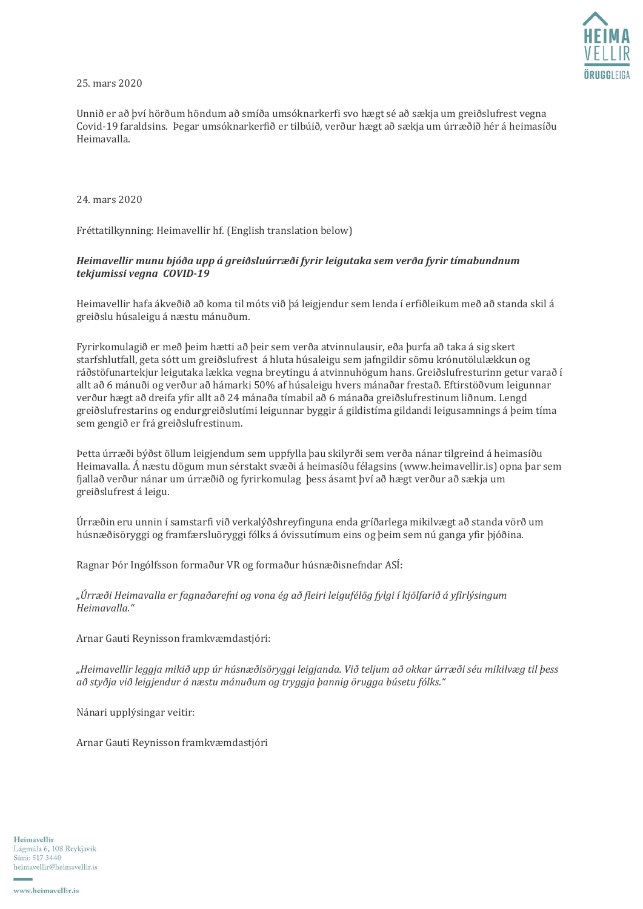25. mars 2020

Unnið er að því hörðum höndum að smíða umsóknarkerfi svo hægt sé að sækja um greiðslufrest vegna Covid-19 faraldsins. Þegar umsóknarkerfið er tilbúið, verður hægt að sækja um úrræðið hér á heimasíðu Heimavalla.

24. mars 2020

Fréttatilkynning: Heimavellir hf. (English translation below)

***Heimavellir munu bjóða upp á greiðsluúrræði fyrir leigutaka sem verða fyrir tímabundnum tekjumissi vegna COVID-19***

Heimavellir hafa ákveðið að koma til móts við þá leigjendur sem lenda í erfiðleikum með að standa skil á greiðslu húsaleigu á næstu mánuðum.

Fyrirkomulagið er með þeim hætti að þeir sem verða atvinnulausir, eða þurfa að taka á sig skert starfshlutfall, geta sótt um greiðslufrest á hluta húsaleigu sem jafngildir sömu krónutölulækkun og ráðstöfunartekjur leigutaka lækka vegna breytingu á atvinnuhögum hans. Greiðslufresturinn getur varað í allt að 6 mánuði og verður að hámarki 50% af húsaleigu hvers mánaðar frestað. Eftirstöðvum leigunnar verður hægt að dreifa yfir allt að 24 mánaða tímabil að 6 mánaða greiðslufrestinum liðnum. Lengd greiðslufrestarins og endurgreiðslutími leigunnar byggir á gildistíma gildandi leigusamnings á þeim tíma sem gengið er frá greiðslufrestinum.

Þetta úrræði býðst öllum leigjendum sem uppfylla þau skilyrði sem verða nánar tilgreind á heimasíðu Heimavalla. Á næstu dögum mun sérstakt svæði á heimasíðu félagsins (www.heimavellir.is) opna þar sem fjallað verður nánar um úrræðið og fyrirkomulag þess ásamt því að hægt verður að sækja um greiðslufrest á leigu.

Úrræðin eru unnin í samstarfi við verkalýðshreyfinguna enda gríðarlega mikilvægt að standa vörð um húsnæðisöryggi og framfærsluöryggi fólks á óvissutímum eins og þeim sem nú ganga yfir þjóðina.

Ragnar Þór Ingólfsson formaður VR og formaður húsnæðisnefndar ASÍ:

*„Úrræði Heimavalla er fagnaðarefni og vona ég að fleiri leigufélög fylgi í kjölfarið á yfirlýsingum Heimavalla."*

Arnar Gauti Reynisson framkvæmdastjóri:

*„Heimavellir leggja mikið upp úr húsnæðisöryggi leigjanda. Við teljum að okkar úrræði séu mikilvæg til þess að styðja við leigjendur á næstu mánuðum og tryggja þannig örugga búsetu fólks."*

Nánari upplýsingar veitir:

Arnar Gauti Reynisson framkvæmdastjóri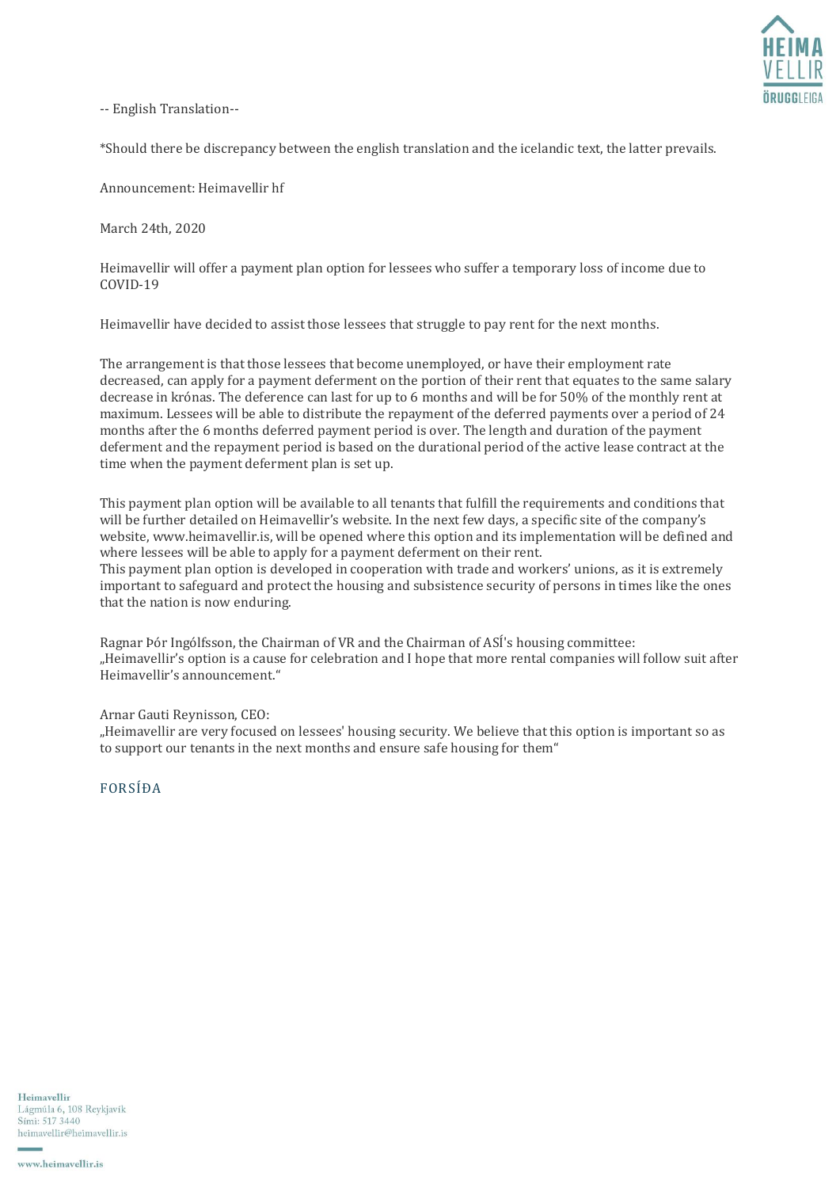-- English Translation--

*Should there be discrepancy between the english translation and the icelandic text, the latter prevails.

Announcement: Heimavellir hf

March 24th, 2020

Heimavellir will offer a payment plan option for lessees who suffer a temporary loss of income due to COVID-19

Heimavellir have decided to assist those lessees that struggle to pay rent for the next months.

The arrangement is that those lessees that become unemployed, or have their employment rate decreased, can apply for a payment deferment on the portion of their rent that equates to the same salary decrease in krónas. The deference can last for up to 6 months and will be for 50% of the monthly rent at maximum. Lessees will be able to distribute the repayment of the deferred payments over a period of 24 months after the 6 months deferred payment period is over. The length and duration of the payment deferment and the repayment period is based on the durational period of the active lease contract at the time when the payment deferment plan is set up.

This payment plan option will be available to all tenants that fulfill the requirements and conditions that will be further detailed on Heimavellir's website. In the next few days, a specific site of the company's website, www.heimavellir.is, will be opened where this option and its implementation will be defined and where lessees will be able to apply for a payment deferment on their rent.
This payment plan option is developed in cooperation with trade and workers' unions, as it is extremely important to safeguard and protect the housing and subsistence security of persons in times like the ones that the nation is now enduring.

Ragnar Þór Ingólfsson, the Chairman of VR and the Chairman of ASÍ's housing committee:
„Heimavellir's option is a cause for celebration and I hope that more rental companies will follow suit after Heimavellir's announcement."

Arnar Gauti Reynisson, CEO:
„Heimavellir are very focused on lessees' housing security. We believe that this option is important so as to support our tenants in the next months and ensure safe housing for them"

FORSÍÐA

Heimavellir
Lágmúla 6, 108 Reykjavík
Sími: 517 3440
heimavellir@heimavellir.is

www.heimavellir.is